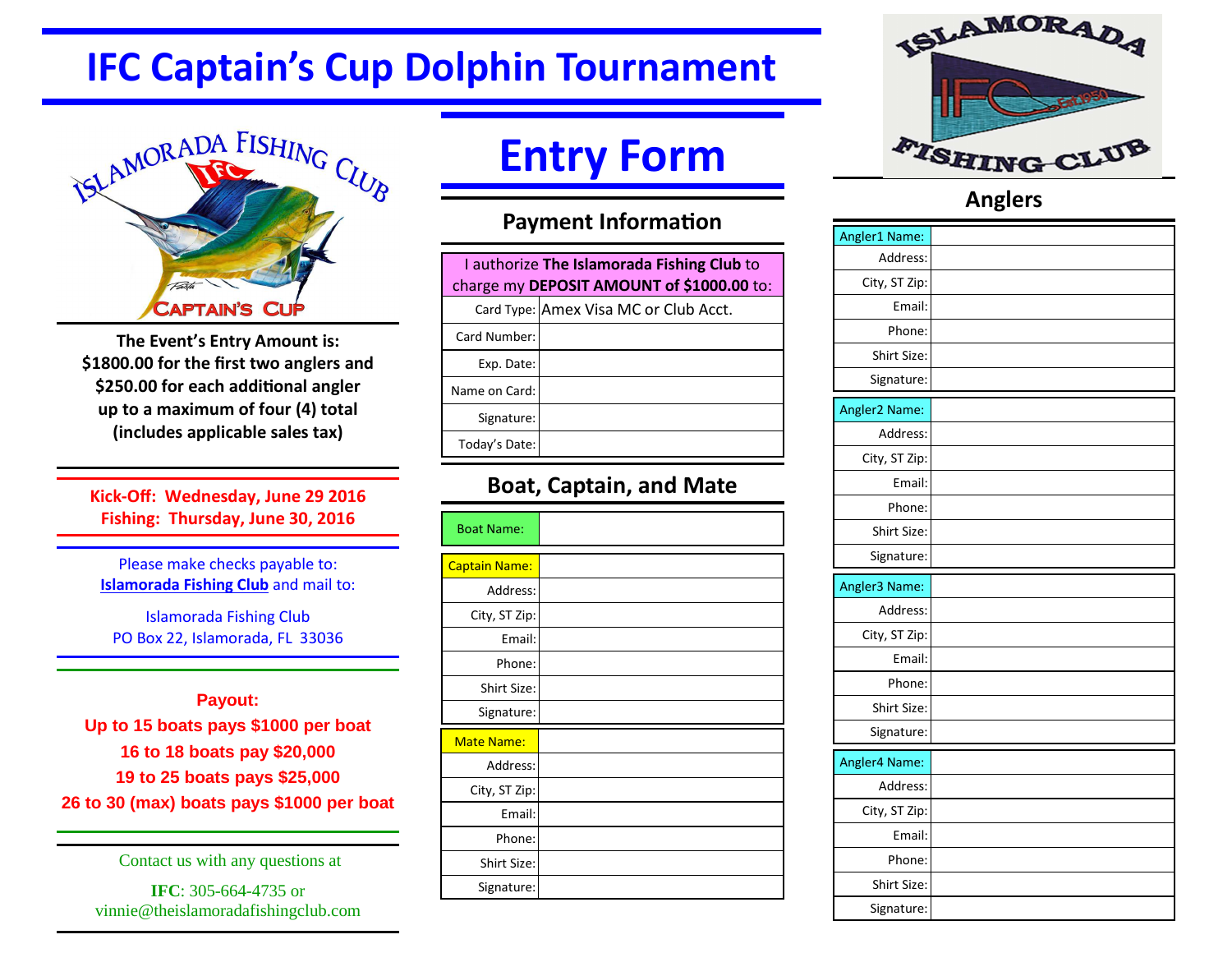# IFC Captain's Cup Dolphin Tournament

ISLAMORADA FISHING CLUB
IFC
CAPTAIN'S CUP

**The Event's Entry Amount is:**
**$1800.00 for the first two anglers and**
**$250.00 for each additional angler**
**up to a maximum of four (4) total**
**(includes applicable sales tax)**

**Kick-Off: Wednesday, June 29 2016**
**Fishing: Thursday, June 30, 2016**

Please make checks payable to:
**Islamorada Fishing Club** and mail to:

Islamorada Fishing Club
PO Box 22, Islamorada, FL 33036

**Payout:**
**Up to 15 boats pays $1000 per boat**
**16 to 18 boats pay $20,000**
**19 to 25 boats pays $25,000**
**26 to 30 (max) boats pays $1000 per boat**

Contact us with any questions at

**IFC**: 305-664-4735 or
vinnie@theislamoradafishingclub.com

# Entry Form

## Payment Information

I authorize **The Islamorada Fishing Club** to charge my **DEPOSIT AMOUNT of $1000.00** to:

| | |
|---|---|
| Card Type: | Amex Visa MC or Club Acct. |
| Card Number: | |
| Exp. Date: | |
| Name on Card: | |
| Signature: | |
| Today's Date: | |

## Boat, Captain, and Mate

| | |
|---|---|
| Boat Name: | |

| | |
|---|---|
| Captain Name: | |
| Address: | |
| City, ST Zip: | |
| Email: | |
| Phone: | |
| Shirt Size: | |
| Signature: | |

| | |
|---|---|
| Mate Name: | |
| Address: | |
| City, ST Zip: | |
| Email: | |
| Phone: | |
| Shirt Size: | |
| Signature: | |

ISLAMORADA IFC Est 1950 FISHING CLUB

## Anglers

| | |
|---|---|
| Angler1 Name: | |
| Address: | |
| City, ST Zip: | |
| Email: | |
| Phone: | |
| Shirt Size: | |
| Signature: | |

| | |
|---|---|
| Angler2 Name: | |
| Address: | |
| City, ST Zip: | |
| Email: | |
| Phone: | |
| Shirt Size: | |
| Signature: | |

| | |
|---|---|
| Angler3 Name: | |
| Address: | |
| City, ST Zip: | |
| Email: | |
| Phone: | |
| Shirt Size: | |
| Signature: | |

| | |
|---|---|
| Angler4 Name: | |
| Address: | |
| City, ST Zip: | |
| Email: | |
| Phone: | |
| Shirt Size: | |
| Signature: | |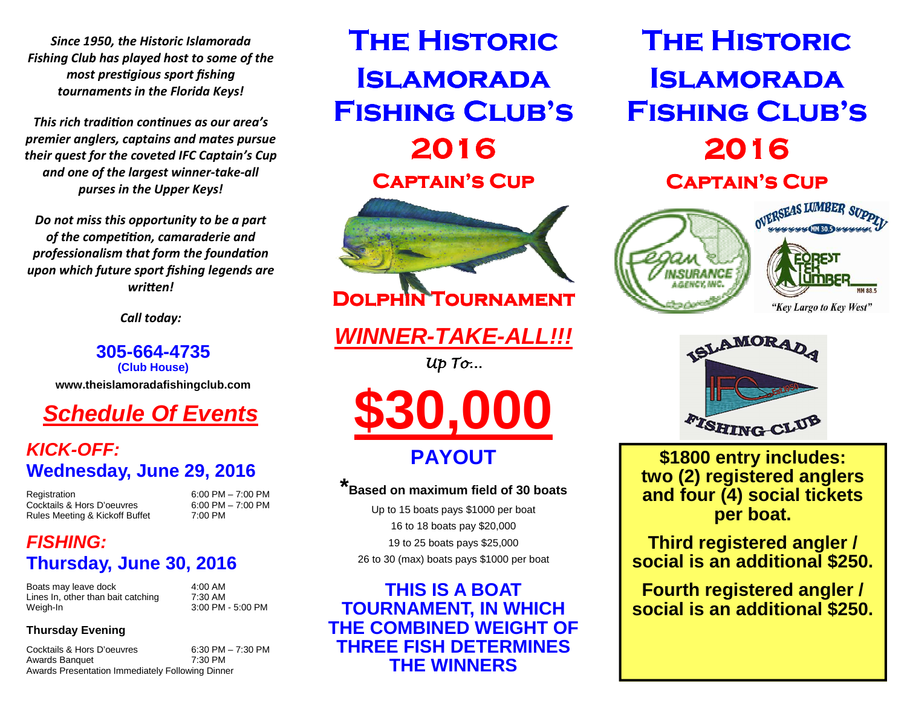*Since 1950, the Historic Islamorada Fishing Club has played host to some of the most prestigious sport fishing tournaments in the Florida Keys!*

*This rich tradition continues as our area's premier anglers, captains and mates pursue their quest for the coveted IFC Captain's Cup and one of the largest winner-take-all purses in the Upper Keys!*

*Do not miss this opportunity to be a part of the competition, camaraderie and professionalism that form the foundation upon which future sport fishing legends are written!*

*Call today:*

**305-664-4735**
**(Club House)**

**www.theislamoradafishingclub.com**

## *Schedule Of Events*

### *KICK-OFF:*
### Wednesday, June 29, 2016

| | |
|---|---|
| Registration | 6:00 PM – 7:00 PM |
| Cocktails & Hors D'oeuvres | 6:00 PM – 7:00 PM |
| Rules Meeting & Kickoff Buffet | 7:00 PM |

### *FISHING:*
### Thursday, June 30, 2016

| | |
|---|---|
| Boats may leave dock | 4:00 AM |
| Lines In, other than bait catching | 7:30 AM |
| Weigh-In | 3:00 PM - 5:00 PM |

**Thursday Evening**

| | |
|---|---|
| Cocktails & Hors D'oeuvres | 6:30 PM – 7:30 PM |
| Awards Banquet | 7:30 PM |

Awards Presentation Immediately Following Dinner

# The Historic Islamorada Fishing Club's 2016

## Captain's Cup

## Dolphin Tournament

## *WINNER-TAKE-ALL!!!*

*Up To...*

# $30,000

## PAYOUT

***Based on maximum field of 30 boats**

Up to 15 boats pays $1000 per boat
16 to 18 boats pay $20,000
19 to 25 boats pays $25,000
26 to 30 (max) boats pays $1000 per boat

**THIS IS A BOAT TOURNAMENT, IN WHICH THE COMBINED WEIGHT OF THREE FISH DETERMINES THE WINNERS**

# The Historic Islamorada Fishing Club's 2016

## Captain's Cup

Fegan Insurance Agency, Inc.

Overseas Lumber Supply MM 30.5

Forest Tek Lumber MM 88.5

"Key Largo to Key West"

Islamorada IFC Fishing Club Est. 1950

**$1800 entry includes: two (2) registered anglers and four (4) social tickets per boat.**

**Third registered angler / social is an additional $250.**

**Fourth registered angler / social is an additional $250.**